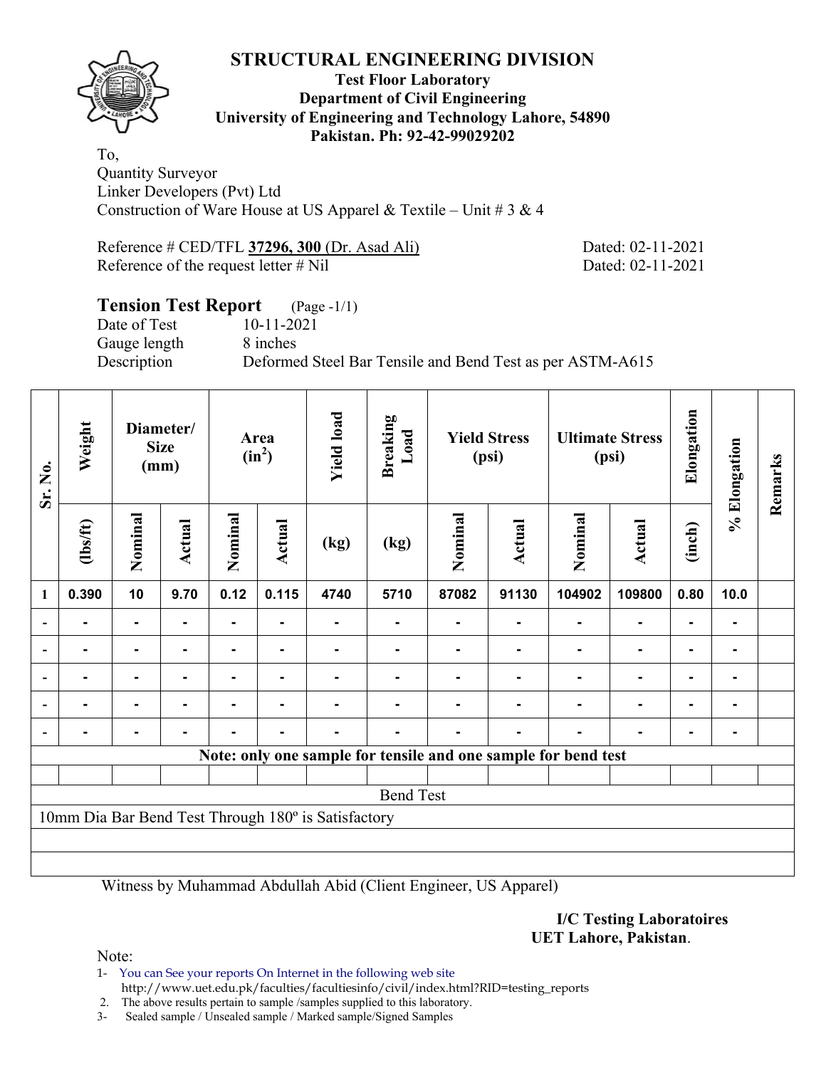# STRUCTURAL ENGINEERING DIVISION

**Test Floor Laboratory**
**Department of Civil Engineering**
**University of Engineering and Technology Lahore, 54890**
**Pakistan. Ph: 92-42-99029202**

To,
Quantity Surveyor
Linker Developers (Pvt) Ltd
Construction of Ware House at US Apparel & Textile – Unit # 3 & 4

Reference # CED/TFL **37296, 300** (Dr. Asad Ali) Dated: 02-11-2021
Reference of the request letter # Nil Dated: 02-11-2021

## Tension Test Report (Page -1/1)

Date of Test 10-11-2021
Gauge length 8 inches
Description Deformed Steel Bar Tensile and Bend Test as per ASTM-A615

| Sr. No. | Weight | Diameter/ Size (mm) | | Area ($in^2$) | | Yield load | Breaking Load | Yield Stress (psi) | | Ultimate Stress (psi) | | Elongation | % Elongation | Remarks |
|---|---|---|---|---|---|---|---|---|---|---|---|---|---|---|
| | (lbs/ft) | Nominal | Actual | Nominal | Actual | (kg) | (kg) | Nominal | Actual | Nominal | Actual | (inch) | | |
| 1 | 0.390 | 10 | 9.70 | 0.12 | 0.115 | 4740 | 5710 | 87082 | 91130 | 104902 | 109800 | 0.80 | 10.0 | |
| - | - | - | - | - | - | - | - | - | - | - | - | - | - | |
| - | - | - | - | - | - | - | - | - | - | - | - | - | - | |
| - | - | - | - | - | - | - | - | - | - | - | - | - | - | |
| - | - | - | - | - | - | - | - | - | - | - | - | - | - | |
| - | - | - | - | - | - | - | - | - | - | - | - | - | - | |

**Note: only one sample for tensile and one sample for bend test**

Bend Test

10mm Dia Bar Bend Test Through 180º is Satisfactory

Witness by Muhammad Abdullah Abid (Client Engineer, US Apparel)

**I/C Testing Laboratoires**
**UET Lahore, Pakistan**.

Note:
1- You can See your reports On Internet in the following web site
http://www.uet.edu.pk/faculties/facultiesinfo/civil/index.html?RID=testing_reports
2. The above results pertain to sample /samples supplied to this laboratory.
3- Sealed sample / Unsealed sample / Marked sample/Signed Samples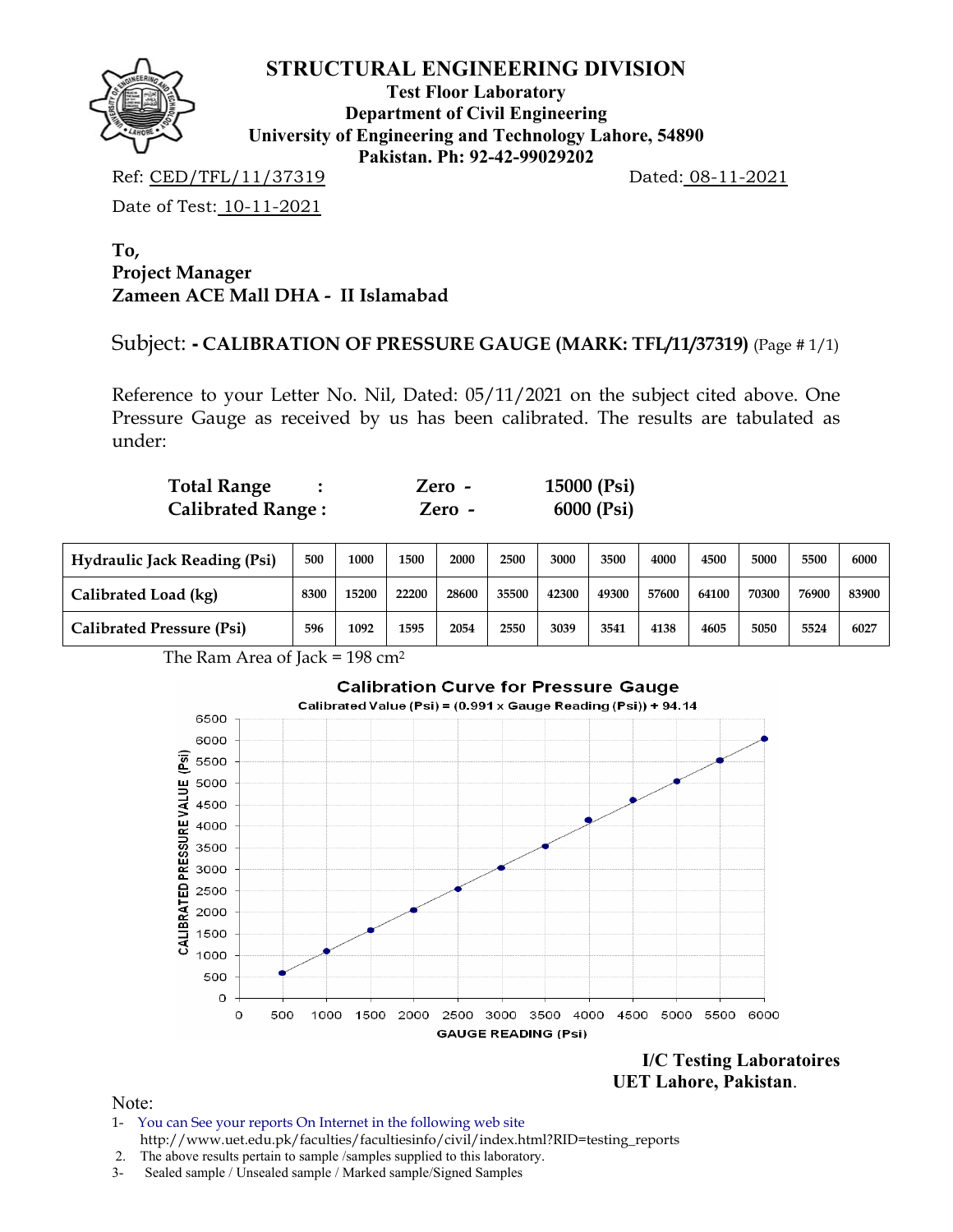# STRUCTURAL ENGINEERING DIVISION

**Test Floor Laboratory**
**Department of Civil Engineering**
**University of Engineering and Technology Lahore, 54890**
**Pakistan. Ph: 92-42-99029202**

Ref: CED/TFL/11/37319 Dated: 08-11-2021

Date of Test: 10-11-2021

**To,**
**Project Manager**
**Zameen ACE Mall DHA - II Islamabad**

Subject: **- CALIBRATION OF PRESSURE GAUGE (MARK: TFL/11/37319)** (Page # 1/1)

Reference to your Letter No. Nil, Dated: 05/11/2021 on the subject cited above. One Pressure Gauge as received by us has been calibrated. The results are tabulated as under:

**Total Range :** Zero - 15000 (Psi)
**Calibrated Range :** Zero - 6000 (Psi)

| Hydraulic Jack Reading (Psi) | 500 | 1000 | 1500 | 2000 | 2500 | 3000 | 3500 | 4000 | 4500 | 5000 | 5500 | 6000 |
|---|---|---|---|---|---|---|---|---|---|---|---|---|
| Calibrated Load (kg) | 8300 | 15200 | 22200 | 28600 | 35500 | 42300 | 49300 | 57600 | 64100 | 70300 | 76900 | 83900 |
| Calibrated Pressure (Psi) | 596 | 1092 | 1595 | 2054 | 2550 | 3039 | 3541 | 4138 | 4605 | 5050 | 5524 | 6027 |

The Ram Area of Jack = 198 $cm^2$

**Calibration Curve for Pressure Gauge**

Calibrated Value (Psi) = (0.991 x Gauge Reading (Psi)) + 94.14

**I/C Testing Laboratoires**
**UET Lahore, Pakistan**.

Note:

1- You can See your reports On Internet in the following web site
http://www.uet.edu.pk/faculties/facultiesinfo/civil/index.html?RID=testing_reports
2. The above results pertain to sample /samples supplied to this laboratory.
3- Sealed sample / Unsealed sample / Marked sample/Signed Samples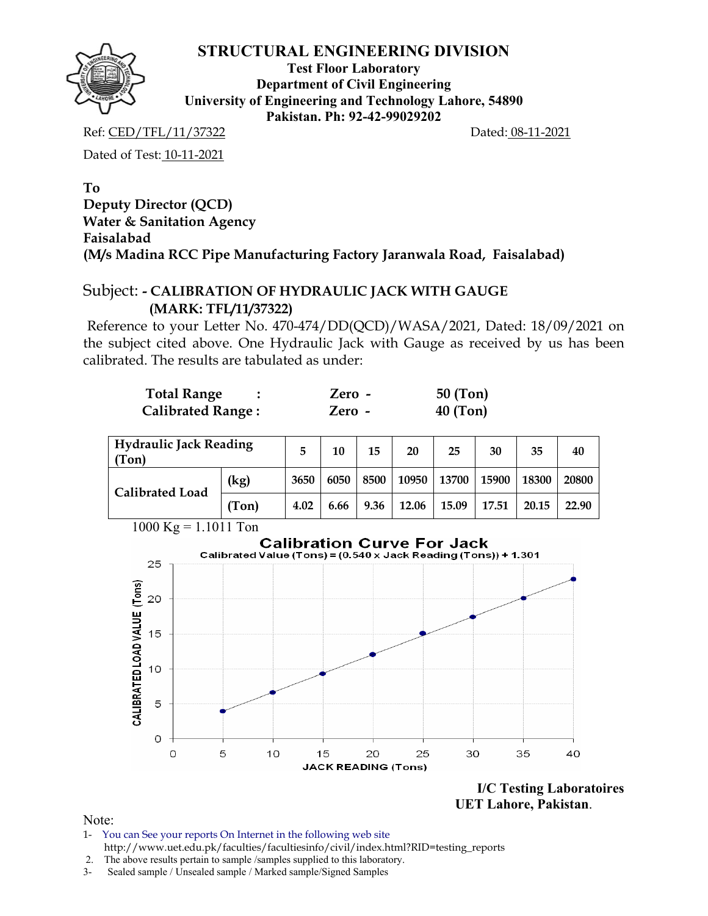# STRUCTURAL ENGINEERING DIVISION

**Test Floor Laboratory**
**Department of Civil Engineering**
**University of Engineering and Technology Lahore, 54890**
**Pakistan. Ph: 92-42-99029202**

Ref: CED/TFL/11/37322 Dated: 08-11-2021

Dated of Test: 10-11-2021

**To**
**Deputy Director (QCD)**
**Water & Sanitation Agency**
**Faisalabad**
**(M/s Madina RCC Pipe Manufacturing Factory Jaranwala Road, Faisalabad)**

Subject: **- CALIBRATION OF HYDRAULIC JACK WITH GAUGE (MARK: TFL/11/37322)**

Reference to your Letter No. 470-474/DD(QCD)/WASA/2021, Dated: 18/09/2021 on the subject cited above. One Hydraulic Jack with Gauge as received by us has been calibrated. The results are tabulated as under:

| | | | |
|---|---|---|---|
| **Total Range** | **:** | **Zero -** | **50 (Ton)** |
| **Calibrated Range :** | | **Zero -** | **40 (Ton)** |

| Hydraulic Jack Reading (Ton) | | 5 | 10 | 15 | 20 | 25 | 30 | 35 | 40 |
|---|---|---|---|---|---|---|---|---|---|
| Calibrated Load | (kg) | 3650 | 6050 | 8500 | 10950 | 13700 | 15900 | 18300 | 20800 |
| | (Ton) | 4.02 | 6.66 | 9.36 | 12.06 | 15.09 | 17.51 | 20.15 | 22.90 |

1000 Kg = 1.1011 Ton

**Calibration Curve For Jack**
Calibrated Value (Tons) = (0.540 x Jack Reading (Tons)) + 1.301

**I/C Testing Laboratoires**
**UET Lahore, Pakistan.**

Note:
1- You can See your reports On Internet in the following web site http://www.uet.edu.pk/faculties/facultiesinfo/civil/index.html?RID=testing_reports
2. The above results pertain to sample /samples supplied to this laboratory.
3- Sealed sample / Unsealed sample / Marked sample/Signed Samples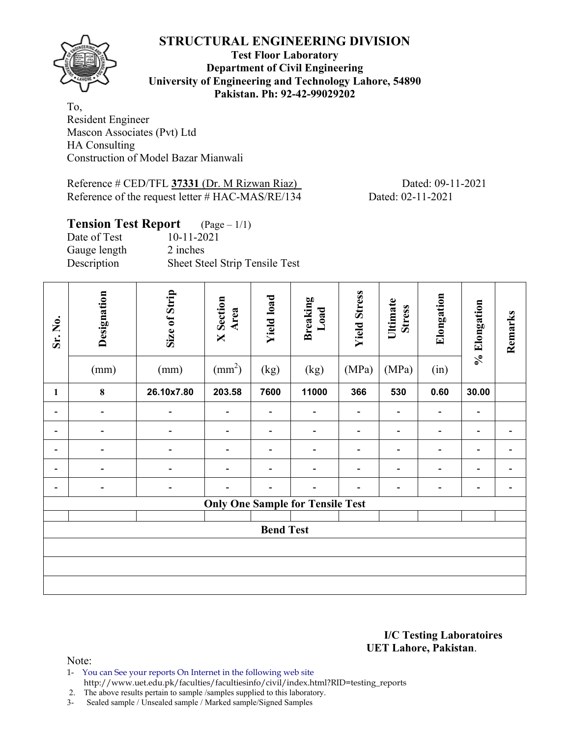# STRUCTURAL ENGINEERING DIVISION

**Test Floor Laboratory**
**Department of Civil Engineering**
**University of Engineering and Technology Lahore, 54890**
**Pakistan. Ph: 92-42-99029202**

To,
Resident Engineer
Mascon Associates (Pvt) Ltd
HA Consulting
Construction of Model Bazar Mianwali

Reference # CED/TFL **37331** (Dr. M Rizwan Riaz) Dated: 09-11-2021
Reference of the request letter # HAC-MAS/RE/134 Dated: 02-11-2021

## Tension Test Report (Page – 1/1)

Date of Test 10-11-2021
Gauge length 2 inches
Description Sheet Steel Strip Tensile Test

| Sr. No. | Designation (mm) | Size of Strip (mm) | X Section Area ($mm^2$) | Yield load (kg) | Breaking Load (kg) | Yield Stress (MPa) | Ultimate Stress (MPa) | Elongation (in) | % Elongation | Remarks |
|---|---|---|---|---|---|---|---|---|---|---|
| **1** | **8** | **26.10x7.80** | **203.58** | **7600** | **11000** | **366** | **530** | **0.60** | **30.00** | |
| - | - | - | - | - | - | - | - | - | - | |
| - | - | - | - | - | - | - | - | - | - | - |
| - | - | - | - | - | - | - | - | - | - | - |
| - | - | - | - | - | - | - | - | - | - | - |
| - | - | - | - | - | - | - | - | - | - | - |
| **Only One Sample for Tensile Test** | | | | | | | | | | |
| | | | | | | | | | | |
| **Bend Test** | | | | | | | | | | |
| | | | | | | | | | | |
| | | | | | | | | | | |
| | | | | | | | | | | |

**I/C Testing Laboratoires**
**UET Lahore, Pakistan**.

Note:
1- You can See your reports On Internet in the following web site
http://www.uet.edu.pk/faculties/facultiesinfo/civil/index.html?RID=testing_reports
2. The above results pertain to sample /samples supplied to this laboratory.
3- Sealed sample / Unsealed sample / Marked sample/Signed Samples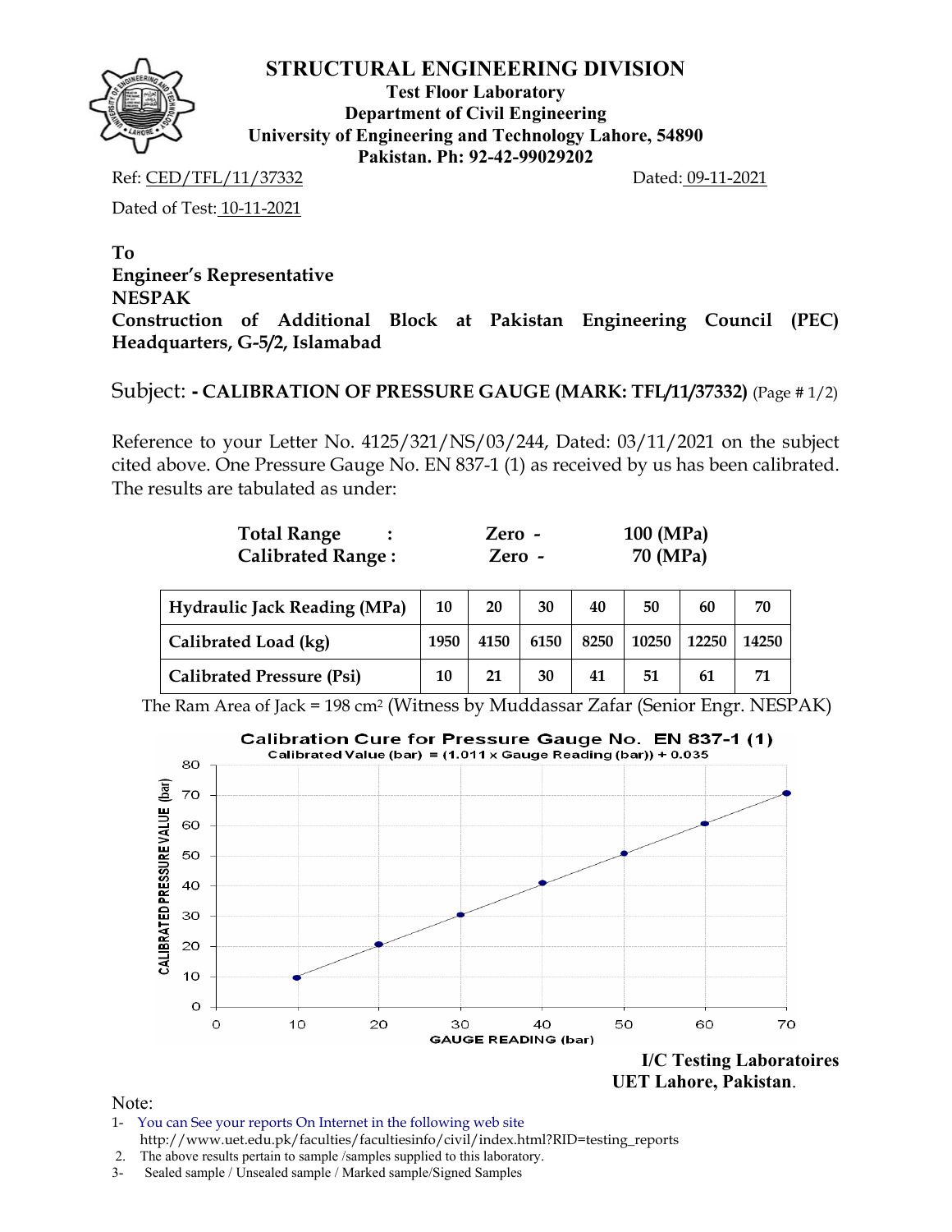# STRUCTURAL ENGINEERING DIVISION

**Test Floor Laboratory**
**Department of Civil Engineering**
**University of Engineering and Technology Lahore, 54890**
**Pakistan. Ph: 92-42-99029202**

Ref: CED/TFL/11/37332 Dated: 09-11-2021

Dated of Test: 10-11-2021

**To**
**Engineer's Representative**
**NESPAK**
**Construction of Additional Block at Pakistan Engineering Council (PEC) Headquarters, G-5/2, Islamabad**

Subject: **- CALIBRATION OF PRESSURE GAUGE (MARK: TFL/11/37332)** (Page # 1/2)

Reference to your Letter No. 4125/321/NS/03/244, Dated: 03/11/2021 on the subject cited above. One Pressure Gauge No. EN 837-1 (1) as received by us has been calibrated. The results are tabulated as under:

**Total Range :** Zero - 100 (MPa)
**Calibrated Range :** Zero - 70 (MPa)

| Hydraulic Jack Reading (MPa) | 10 | 20 | 30 | 40 | 50 | 60 | 70 |
|---|---|---|---|---|---|---|---|
| Calibrated Load (kg) | 1950 | 4150 | 6150 | 8250 | 10250 | 12250 | 14250 |
| Calibrated Pressure (Psi) | 10 | 21 | 30 | 41 | 51 | 61 | 71 |

The Ram Area of Jack = 198 cm² (Witness by Muddassar Zafar (Senior Engr. NESPAK)

Calibration Cure for Pressure Gauge No. EN 837-1 (1)
Calibrated Value (bar) = (1.011 x Gauge Reading (bar)) + 0.035

| GAUGE READING (bar) | 10 | 20 | 30 | 40 | 50 | 60 | 70 |
|---|---|---|---|---|---|---|---|
| CALIBRATED PRESSURE VALUE (bar) | 10 | 21 | 30 | 41 | 51 | 61 | 71 |

**I/C Testing Laboratoires**
**UET Lahore, Pakistan**.

Note:
1- You can See your reports On Internet in the following web site
http://www.uet.edu.pk/faculties/facultiesinfo/civil/index.html?RID=testing_reports
2. The above results pertain to sample /samples supplied to this laboratory.
3- Sealed sample / Unsealed sample / Marked sample/Signed Samples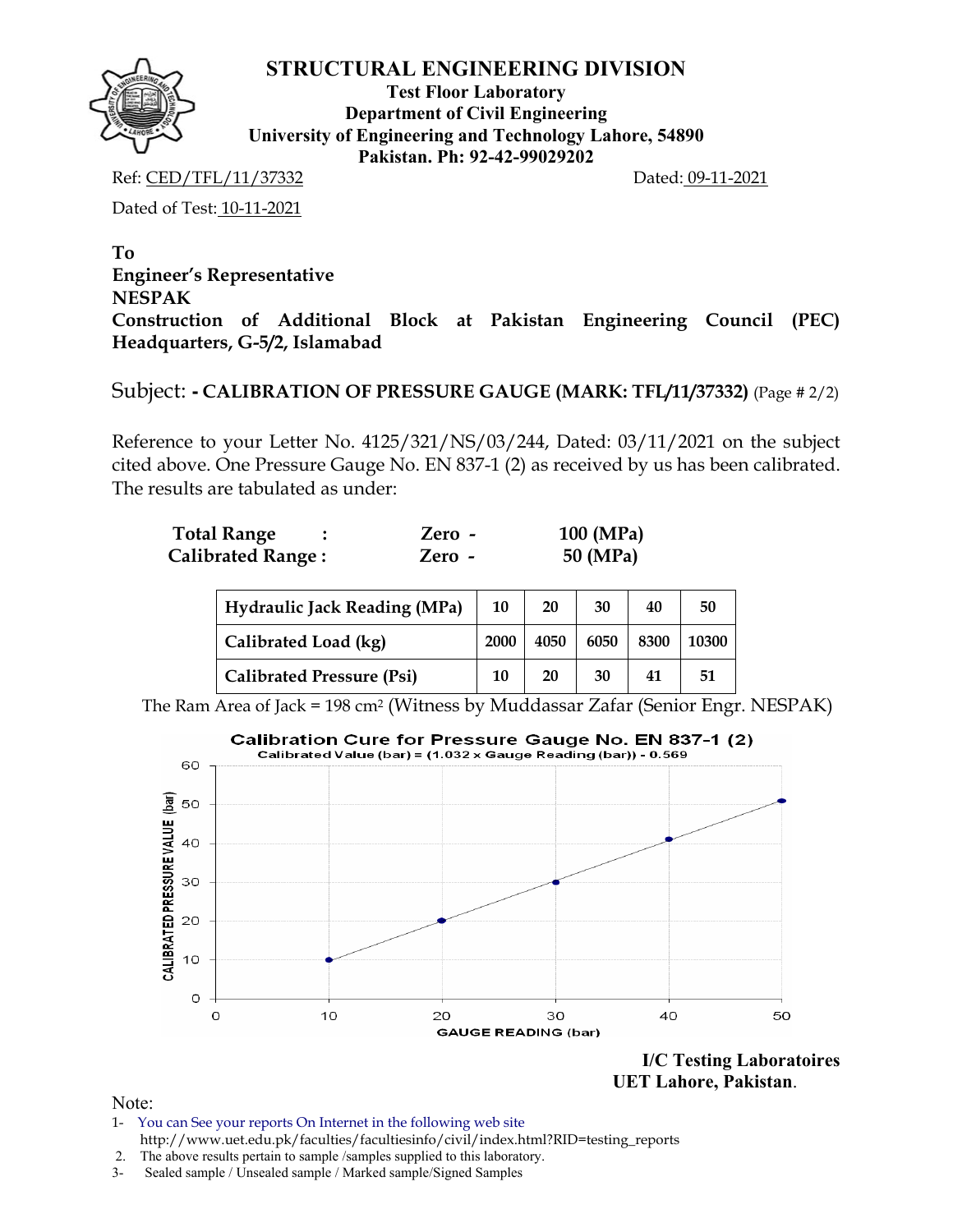## STRUCTURAL ENGINEERING DIVISION

**Test Floor Laboratory**
**Department of Civil Engineering**
**University of Engineering and Technology Lahore, 54890**
**Pakistan. Ph: 92-42-99029202**

Ref: CED/TFL/11/37332 Dated: 09-11-2021

Dated of Test: 10-11-2021

**To**
**Engineer's Representative**
**NESPAK**
**Construction of Additional Block at Pakistan Engineering Council (PEC) Headquarters, G-5/2, Islamabad**

Subject: **- CALIBRATION OF PRESSURE GAUGE (MARK: TFL/11/37332)** (Page # 2/2)

Reference to your Letter No. 4125/321/NS/03/244, Dated: 03/11/2021 on the subject cited above. One Pressure Gauge No. EN 837-1 (2) as received by us has been calibrated. The results are tabulated as under:

**Total Range :** **Zero -** **100 (MPa)**
**Calibrated Range :** **Zero -** **50 (MPa)**

| **Hydraulic Jack Reading (MPa)** | **10** | **20** | **30** | **40** | **50** |
|---|---|---|---|---|---|
| **Calibrated Load (kg)** | **2000** | **4050** | **6050** | **8300** | **10300** |
| **Calibrated Pressure (Psi)** | **10** | **20** | **30** | **41** | **51** |

The Ram Area of Jack = 198 cm² (Witness by Muddassar Zafar (Senior Engr. NESPAK)

**Calibration Cure for Pressure Gauge No. EN 837-1 (2)**
Calibrated Value (bar) = (1.032 x Gauge Reading (bar)) - 0.569

| GAUGE READING (bar) | 10 | 20 | 30 | 40 | 50 |
|---|---|---|---|---|---|
| CALIBRATED PRESSURE VALUE (bar) | 10 | 20 | 30 | 41 | 51 |

**I/C Testing Laboratoires**
**UET Lahore, Pakistan**.

Note:
1- You can See your reports On Internet in the following web site
http://www.uet.edu.pk/faculties/facultiesinfo/civil/index.html?RID=testing_reports
2. The above results pertain to sample /samples supplied to this laboratory.
3- Sealed sample / Unsealed sample / Marked sample/Signed Samples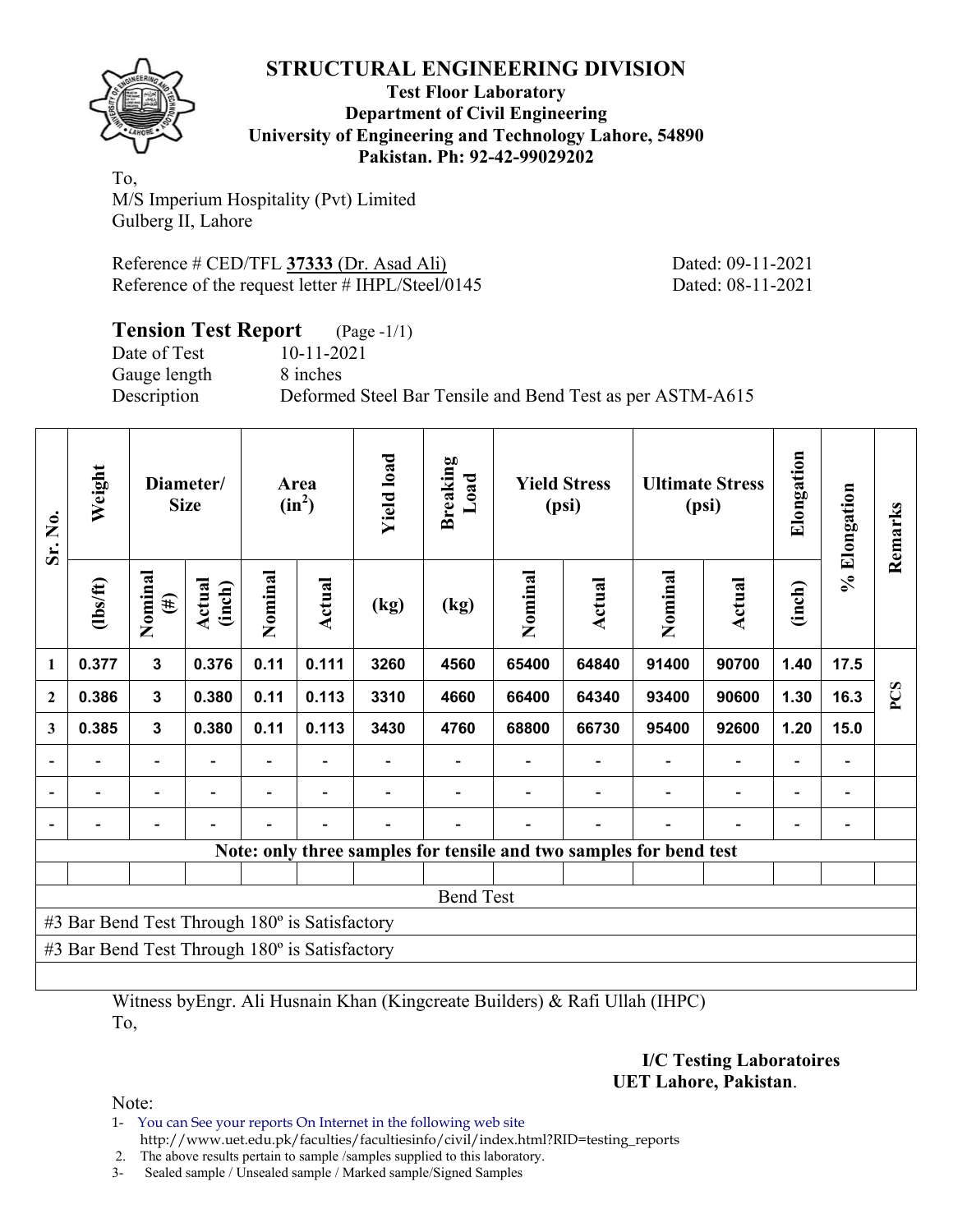# STRUCTURAL ENGINEERING DIVISION

**Test Floor Laboratory**
**Department of Civil Engineering**
**University of Engineering and Technology Lahore, 54890**
**Pakistan. Ph: 92-42-99029202**

To,
M/S Imperium Hospitality (Pvt) Limited
Gulberg II, Lahore

Reference # CED/TFL **37333** (Dr. Asad Ali) Dated: 09-11-2021
Reference of the request letter # IHPL/Steel/0145 Dated: 08-11-2021

## Tension Test Report (Page -1/1)

Date of Test 10-11-2021
Gauge length 8 inches
Description Deformed Steel Bar Tensile and Bend Test as per ASTM-A615

| Sr. No. | Weight | Diameter/ Size | | Area ($in^2$) | | Yield load | Breaking Load | Yield Stress (psi) | | Ultimate Stress (psi) | | Elongation | % Elongation | Remarks |
|---|---|---|---|---|---|---|---|---|---|---|---|---|---|---|
| | (lbs/ft) | Nominal (#) | Actual (inch) | Nominal | Actual | (kg) | (kg) | Nominal | Actual | Nominal | Actual | (inch) | | |
| 1 | 0.377 | 3 | 0.376 | 0.11 | 0.111 | 3260 | 4560 | 65400 | 64840 | 91400 | 90700 | 1.40 | 17.5 | PCS |
| 2 | 0.386 | 3 | 0.380 | 0.11 | 0.113 | 3310 | 4660 | 66400 | 64340 | 93400 | 90600 | 1.30 | 16.3 | |
| 3 | 0.385 | 3 | 0.380 | 0.11 | 0.113 | 3430 | 4760 | 68800 | 66730 | 95400 | 92600 | 1.20 | 15.0 | |
| - | - | - | - | - | - | - | - | - | - | - | - | - | - | |
| - | - | - | - | - | - | - | - | - | - | - | - | - | - | |
| - | - | - | - | - | - | - | - | - | - | - | - | - | - | |
| **Note: only three samples for tensile and two samples for bend test** | | | | | | | | | | | | | | |
| Bend Test | | | | | | | | | | | | | | |
| #3 Bar Bend Test Through 180º is Satisfactory | | | | | | | | | | | | | | |
| #3 Bar Bend Test Through 180º is Satisfactory | | | | | | | | | | | | | | |

Witness byEngr. Ali Husnain Khan (Kingcreate Builders) & Rafi Ullah (IHPC)
To,

**I/C Testing Laboratoires**
**UET Lahore, Pakistan**.

Note:
1- You can See your reports On Internet in the following web site
http://www.uet.edu.pk/faculties/facultiesinfo/civil/index.html?RID=testing_reports
2. The above results pertain to sample /samples supplied to this laboratory.
3- Sealed sample / Unsealed sample / Marked sample/Signed Samples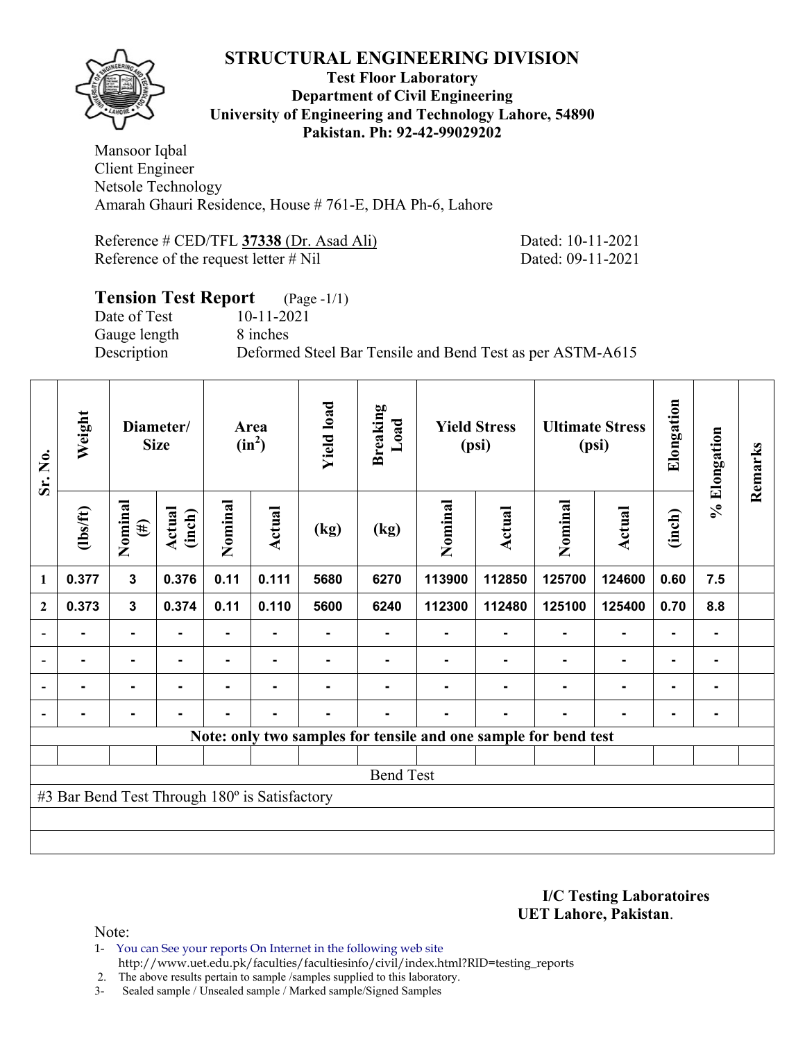# STRUCTURAL ENGINEERING DIVISION

**Test Floor Laboratory**
**Department of Civil Engineering**
**University of Engineering and Technology Lahore, 54890**
**Pakistan. Ph: 92-42-99029202**

Mansoor Iqbal
Client Engineer
Netsole Technology
Amarah Ghauri Residence, House # 761-E, DHA Ph-6, Lahore

Reference # CED/TFL **37338** (Dr. Asad Ali) Dated: 10-11-2021
Reference of the request letter # Nil Dated: 09-11-2021

## Tension Test Report (Page -1/1)

Date of Test 10-11-2021
Gauge length 8 inches
Description Deformed Steel Bar Tensile and Bend Test as per ASTM-A615

| Sr. No. | Weight | Diameter/ Size | | Area ($in^2$) | | Yield load | Breaking Load | Yield Stress (psi) | | Ultimate Stress (psi) | | Elongation | % Elongation | Remarks |
|---|---|---|---|---|---|---|---|---|---|---|---|---|---|---|
| | (lbs/ft) | Nominal (#) | Actual (inch) | Nominal | Actual | (kg) | (kg) | Nominal | Actual | Nominal | Actual | (inch) | | |
| 1 | 0.377 | 3 | 0.376 | 0.11 | 0.111 | 5680 | 6270 | 113900 | 112850 | 125700 | 124600 | 0.60 | 7.5 | |
| 2 | 0.373 | 3 | 0.374 | 0.11 | 0.110 | 5600 | 6240 | 112300 | 112480 | 125100 | 125400 | 0.70 | 8.8 | |
| - | - | - | - | - | - | - | - | - | - | - | - | - | - | |
| - | - | - | - | - | - | - | - | - | - | - | - | - | - | |
| - | - | - | - | - | - | - | - | - | - | - | - | - | - | |
| - | - | - | - | - | - | - | - | - | - | - | - | - | - | |
| **Note: only two samples for tensile and one sample for bend test** | | | | | | | | | | | | | | |
| Bend Test | | | | | | | | | | | | | | |
| #3 Bar Bend Test Through 180º is Satisfactory | | | | | | | | | | | | | | |

**I/C Testing Laboratoires**
**UET Lahore, Pakistan**.

Note:
1- You can See your reports On Internet in the following web site
http://www.uet.edu.pk/faculties/facultiesinfo/civil/index.html?RID=testing_reports
2. The above results pertain to sample /samples supplied to this laboratory.
3- Sealed sample / Unsealed sample / Marked sample/Signed Samples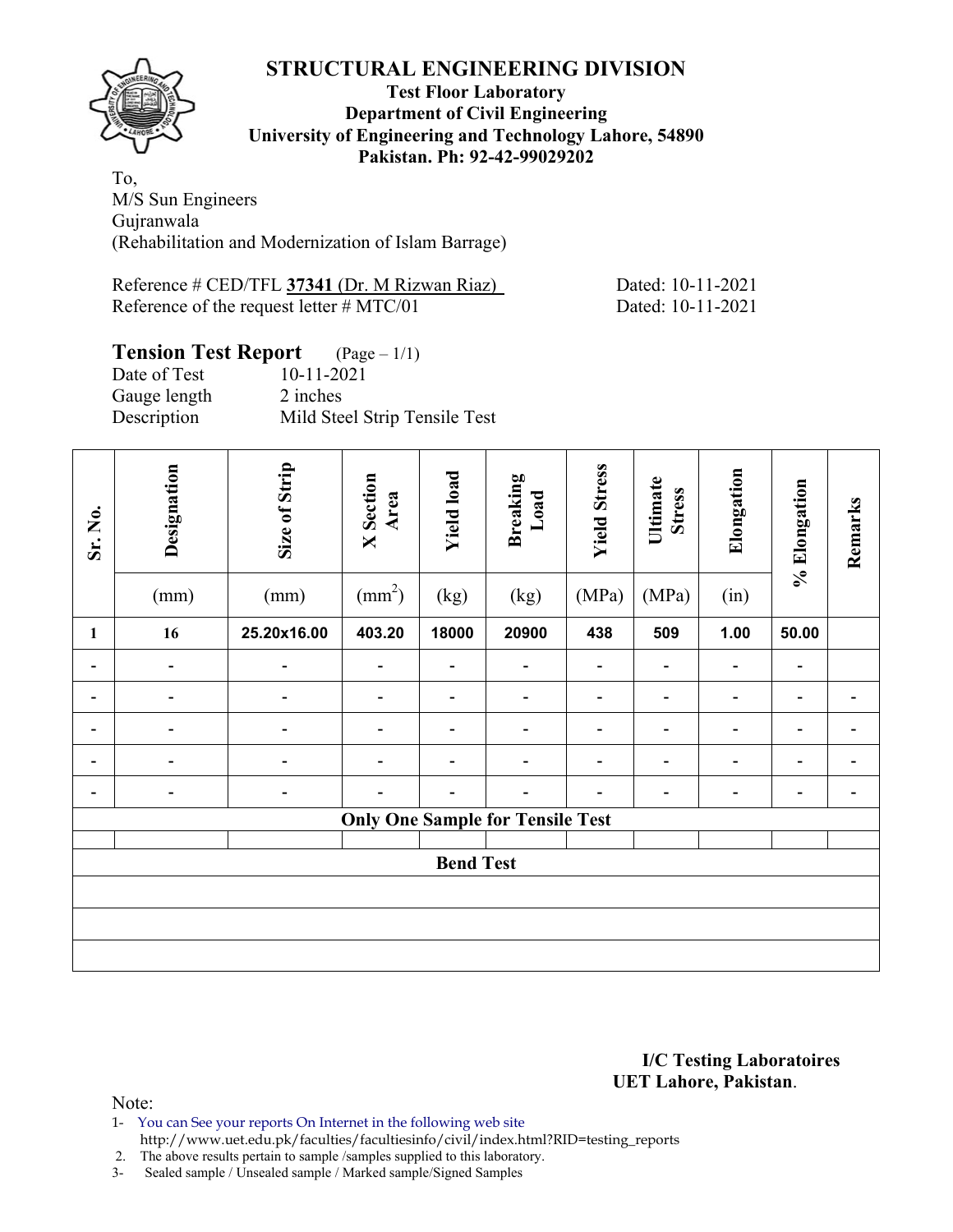# STRUCTURAL ENGINEERING DIVISION

**Test Floor Laboratory**
**Department of Civil Engineering**
**University of Engineering and Technology Lahore, 54890**
**Pakistan. Ph: 92-42-99029202**

To,
M/S Sun Engineers
Gujranwala
(Rehabilitation and Modernization of Islam Barrage)

Reference # CED/TFL **37341** (Dr. M Rizwan Riaz) Dated: 10-11-2021
Reference of the request letter # MTC/01 Dated: 10-11-2021

## Tension Test Report (Page – 1/1)

Date of Test 10-11-2021
Gauge length 2 inches
Description Mild Steel Strip Tensile Test

| Sr. No. | Designation (mm) | Size of Strip (mm) | X Section Area ($mm^2$) | Yield load (kg) | Breaking Load (kg) | Yield Stress (MPa) | Ultimate Stress (MPa) | Elongation (in) | % Elongation | Remarks |
|---|---|---|---|---|---|---|---|---|---|---|
| 1 | 16 | 25.20x16.00 | 403.20 | 18000 | 20900 | 438 | 509 | 1.00 | 50.00 | |
| - | - | - | - | - | - | - | - | - | - | |
| - | - | - | - | - | - | - | - | - | - | - |
| - | - | - | - | - | - | - | - | - | - | - |
| - | - | - | - | - | - | - | - | - | - | - |
| - | - | - | - | - | - | - | - | - | - | - |
| **Only One Sample for Tensile Test** | | | | | | | | | | |
| | | | | | | | | | | |
| **Bend Test** | | | | | | | | | | |
| | | | | | | | | | | |
| | | | | | | | | | | |
| | | | | | | | | | | |

**I/C Testing Laboratoires**
**UET Lahore, Pakistan**.

Note:
1- You can See your reports On Internet in the following web site
http://www.uet.edu.pk/faculties/facultiesinfo/civil/index.html?RID=testing_reports
2. The above results pertain to sample /samples supplied to this laboratory.
3- Sealed sample / Unsealed sample / Marked sample/Signed Samples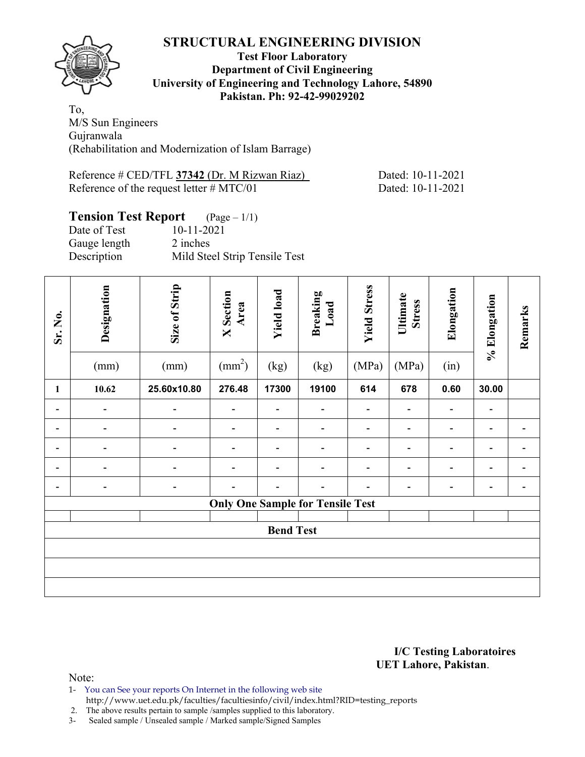# STRUCTURAL ENGINEERING DIVISION

**Test Floor Laboratory**
**Department of Civil Engineering**
**University of Engineering and Technology Lahore, 54890**
**Pakistan. Ph: 92-42-99029202**

To,
M/S Sun Engineers
Gujranwala
(Rehabilitation and Modernization of Islam Barrage)

Reference # CED/TFL **37342** (Dr. M Rizwan Riaz) Dated: 10-11-2021
Reference of the request letter # MTC/01 Dated: 10-11-2021

## Tension Test Report (Page – 1/1)

Date of Test 10-11-2021
Gauge length 2 inches
Description Mild Steel Strip Tensile Test

| Sr. No. | Designation (mm) | Size of Strip (mm) | X Section Area ($mm^2$) | Yield load (kg) | Breaking Load (kg) | Yield Stress (MPa) | Ultimate Stress (MPa) | Elongation (in) | % Elongation | Remarks |
|---|---|---|---|---|---|---|---|---|---|---|
| **1** | **10.62** | **25.60x10.80** | **276.48** | **17300** | **19100** | **614** | **678** | **0.60** | **30.00** | |
| - | - | - | - | - | - | - | - | - | - | |
| - | - | - | - | - | - | - | - | - | - | - |
| - | - | - | - | - | - | - | - | - | - | - |
| - | - | - | - | - | - | - | - | - | - | - |
| - | - | - | - | - | - | - | - | - | - | - |
| **Only One Sample for Tensile Test** | | | | | | | | | | |
| | | | | | | | | | | |
| **Bend Test** | | | | | | | | | | |
| | | | | | | | | | | |
| | | | | | | | | | | |
| | | | | | | | | | | |

**I/C Testing Laboratoires**
**UET Lahore, Pakistan**.

Note:
1- You can See your reports On Internet in the following web site
http://www.uet.edu.pk/faculties/facultiesinfo/civil/index.html?RID=testing_reports
2. The above results pertain to sample /samples supplied to this laboratory.
3- Sealed sample / Unsealed sample / Marked sample/Signed Samples